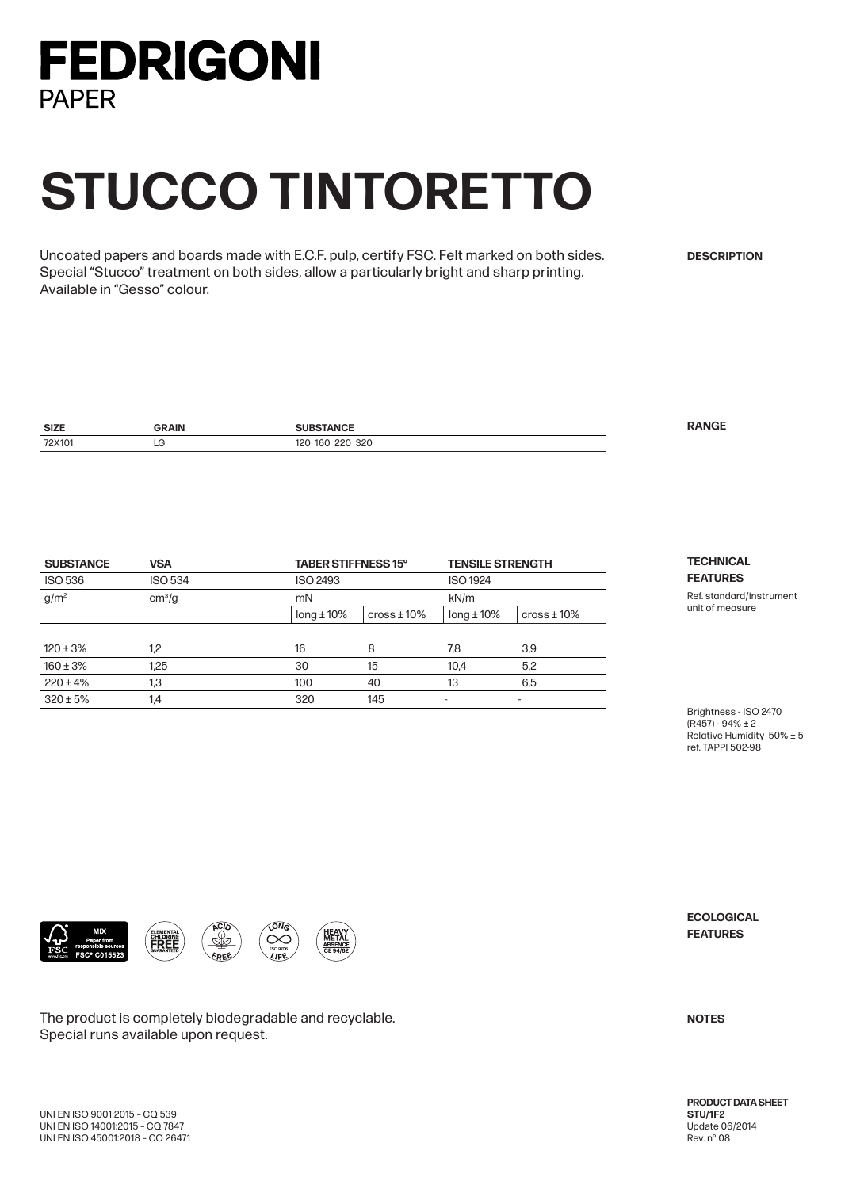# FEDRIGONI
PAPER

# STUCCO TINTORETTO

**DESCRIPTION**

Uncoated papers and boards made with E.C.F. pulp, certify FSC. Felt marked on both sides. Special "Stucco" treatment on both sides, allow a particularly bright and sharp printing. Available in "Gesso" colour.

**RANGE**

| SIZE | GRAIN | SUBSTANCE |
|---|---|---|
| 72X101 | LG | 120 160 220 320 |

**TECHNICAL FEATURES**

Ref. standard/instrument unit of measure

| SUBSTANCE | VSA | TABER STIFFNESS 15° | | TENSILE STRENGTH | |
|---|---|---|---|---|---|
| ISO 536 | ISO 534 | ISO 2493 | | ISO 1924 | |
| g/m² | cm³/g | mN | | kN/m | |
| | | long ± 10% | cross ± 10% | long ± 10% | cross ± 10% |
| 120 ± 3% | 1,2 | 16 | 8 | 7,8 | 3,9 |
| 160 ± 3% | 1,25 | 30 | 15 | 10,4 | 5,2 |
| 220 ± 4% | 1,3 | 100 | 40 | 13 | 6,5 |
| 320 ± 5% | 1,4 | 320 | 145 | - | - |

Brightness - ISO 2470 (R457) - 94% ± 2
Relative Humidity 50% ± 5 ref. TAPPI 502-98

**ECOLOGICAL FEATURES**

MIX Paper from responsible sources FSC® C015523
ELEMENTAL CHLORINE FREE GUARANTEED
ACID FREE
LONG LIFE ISO 9706
HEAVY METAL ABSENCE CE 94/62

**NOTES**

The product is completely biodegradable and recyclable.
Special runs available upon request.

UNI EN ISO 9001:2015 – CQ 539
UNI EN ISO 14001:2015 – CQ 7847
UNI EN ISO 45001:2018 – CQ 26471

**PRODUCT DATA SHEET**
**STU/1F2**
Update 06/2014
Rev. n° 08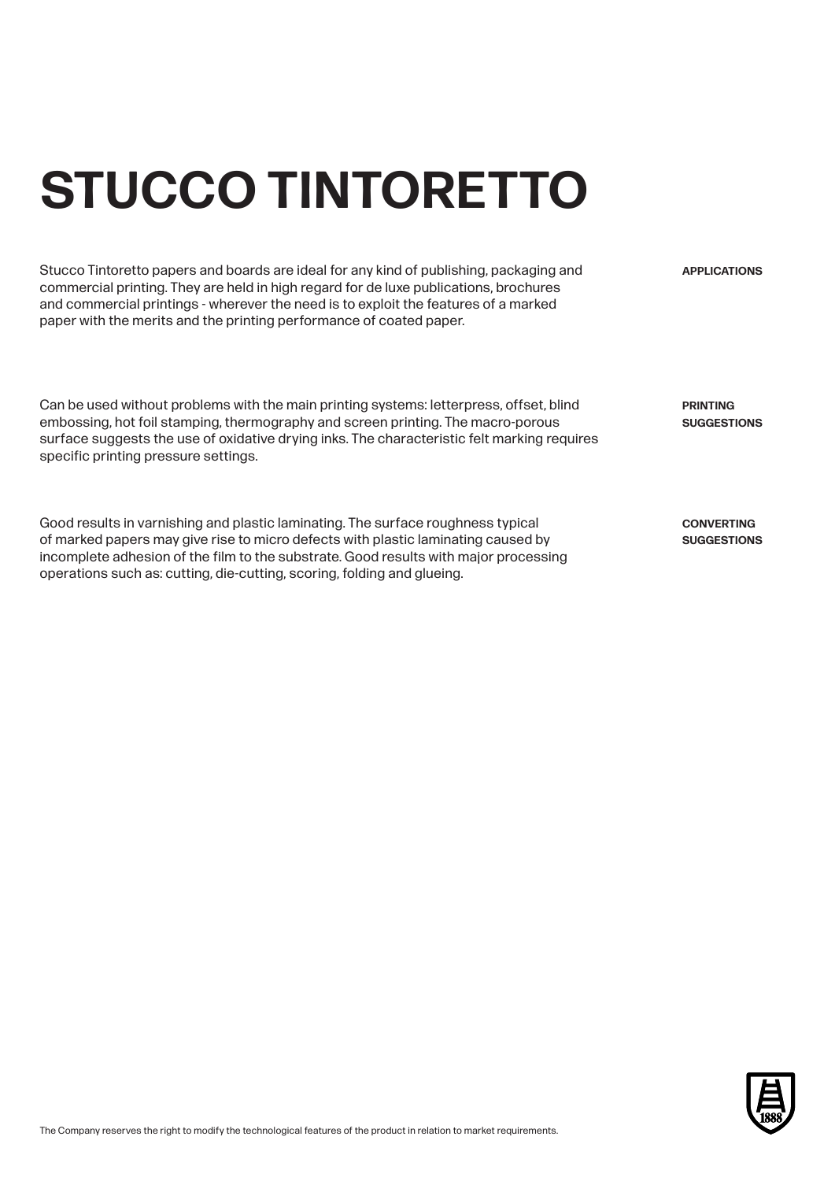# STUCCO TINTORETTO

**APPLICATIONS**

Stucco Tintoretto papers and boards are ideal for any kind of publishing, packaging and commercial printing. They are held in high regard for de luxe publications, brochures and commercial printings - wherever the need is to exploit the features of a marked paper with the merits and the printing performance of coated paper.

**PRINTING SUGGESTIONS**

Can be used without problems with the main printing systems: letterpress, offset, blind embossing, hot foil stamping, thermography and screen printing. The macro-porous surface suggests the use of oxidative drying inks. The characteristic felt marking requires specific printing pressure settings.

**CONVERTING SUGGESTIONS**

Good results in varnishing and plastic laminating. The surface roughness typical of marked papers may give rise to micro defects with plastic laminating caused by incomplete adhesion of the film to the substrate. Good results with major processing operations such as: cutting, die-cutting, scoring, folding and glueing.

The Company reserves the right to modify the technological features of the product in relation to market requirements.